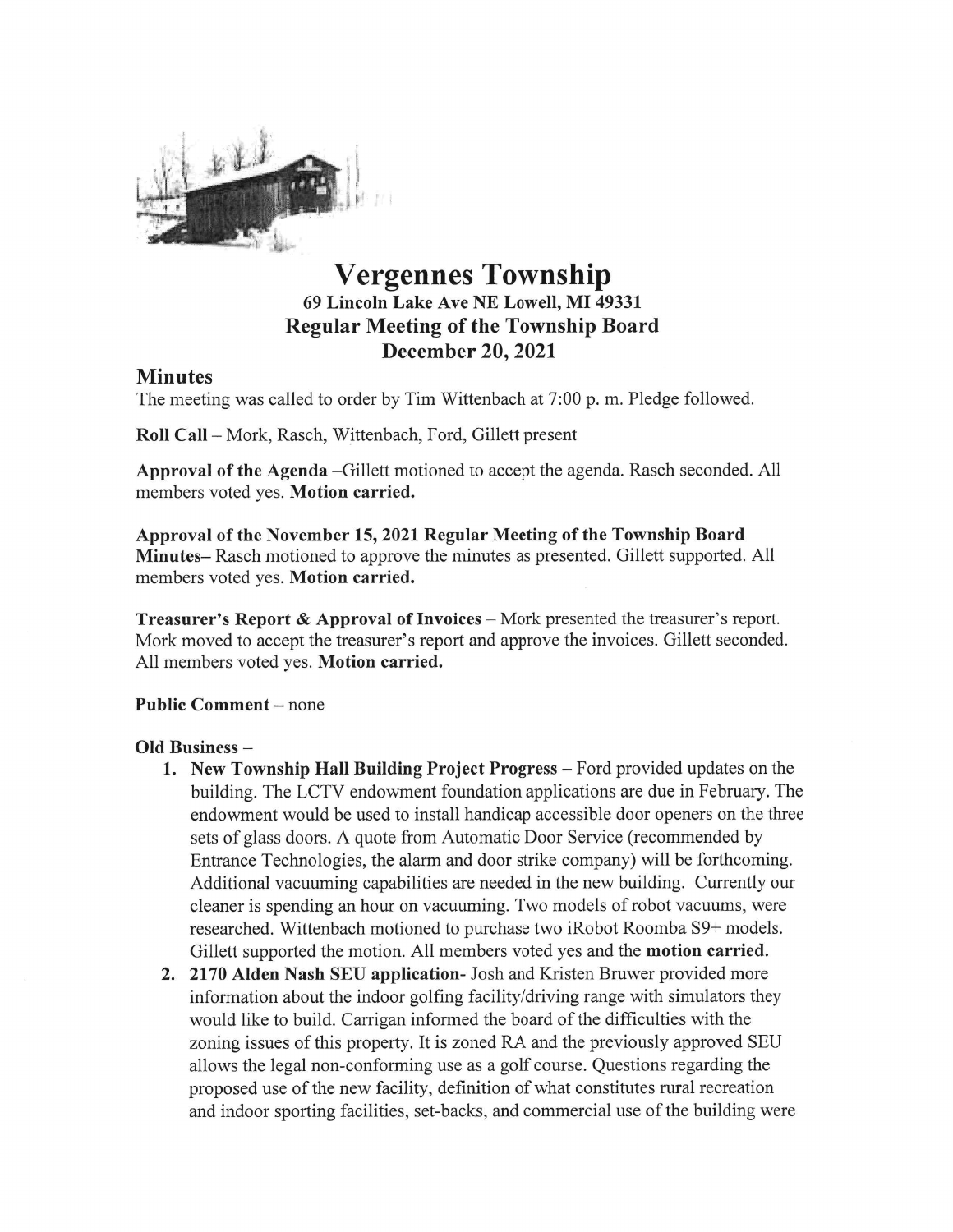# Vergennes Township

### 69 Lincoln Lake Ave NE Lowell, MI 49331

### Regular Meeting of the Township Board

### December 20, 2021

## Minutes

The meeting was called to order by Tim Wittenbach at 7:00 p. m. Pledge followed.

**Roll Call** – Mork, Rasch, Wittenbach, Ford, Gillett present

**Approval of the Agenda** –Gillett motioned to accept the agenda. Rasch seconded. All members voted yes. **Motion carried.**

**Approval of the November 15, 2021 Regular Meeting of the Township Board Minutes**– Rasch motioned to approve the minutes as presented. Gillett supported. All members voted yes. **Motion carried.**

**Treasurer's Report & Approval of Invoices** – Mork presented the treasurer's report. Mork moved to accept the treasurer's report and approve the invoices. Gillett seconded. All members voted yes. **Motion carried.**

**Public Comment** – none

**Old Business** –

1. **New Township Hall Building Project Progress** – Ford provided updates on the building. The LCTV endowment foundation applications are due in February. The endowment would be used to install handicap accessible door openers on the three sets of glass doors. A quote from Automatic Door Service (recommended by Entrance Technologies, the alarm and door strike company) will be forthcoming. Additional vacuuming capabilities are needed in the new building. Currently our cleaner is spending an hour on vacuuming. Two models of robot vacuums, were researched. Wittenbach motioned to purchase two iRobot Roomba S9+ models. Gillett supported the motion. All members voted yes and the **motion carried.**
2. **2170 Alden Nash SEU application**- Josh and Kristen Bruwer provided more information about the indoor golfing facility/driving range with simulators they would like to build. Carrigan informed the board of the difficulties with the zoning issues of this property. It is zoned RA and the previously approved SEU allows the legal non-conforming use as a golf course. Questions regarding the proposed use of the new facility, definition of what constitutes rural recreation and indoor sporting facilities, set-backs, and commercial use of the building were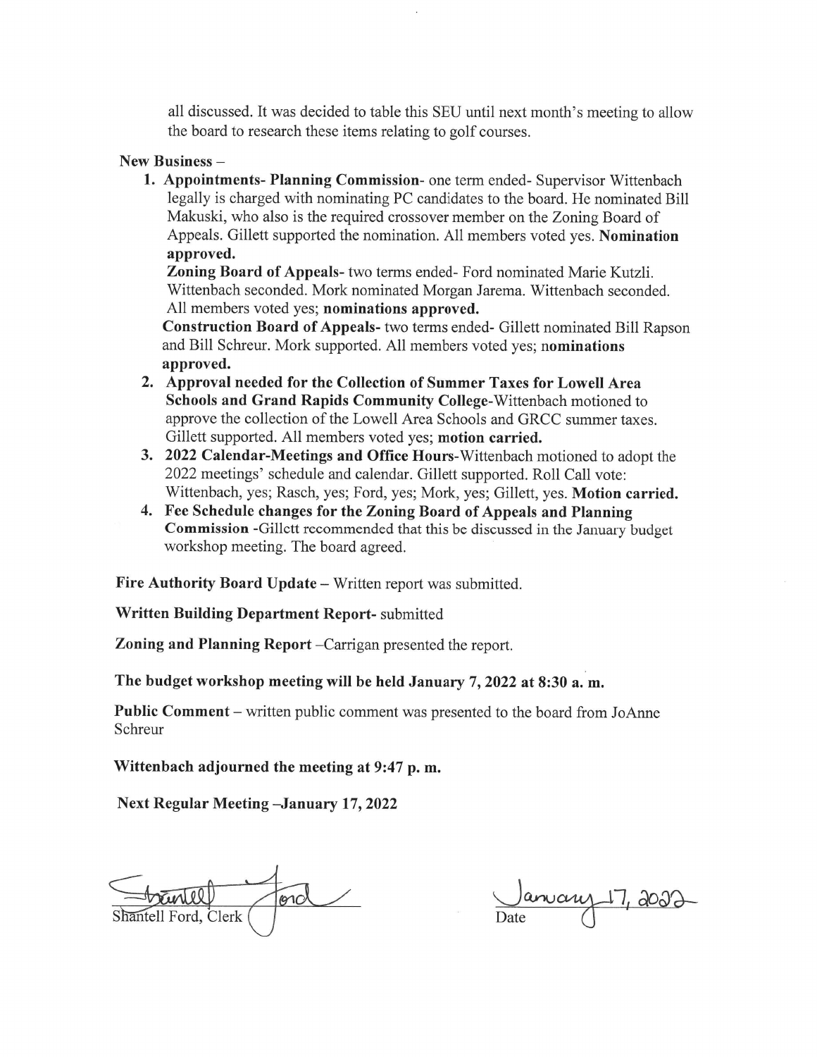all discussed. It was decided to table this SEU until next month's meeting to allow the board to research these items relating to golf courses.

**New Business –**

1. **Appointments- Planning Commission**- one term ended- Supervisor Wittenbach legally is charged with nominating PC candidates to the board. He nominated Bill Makuski, who also is the required crossover member on the Zoning Board of Appeals. Gillett supported the nomination. All members voted yes. **Nomination approved.**

   **Zoning Board of Appeals**- two terms ended- Ford nominated Marie Kutzli. Wittenbach seconded. Mork nominated Morgan Jarema. Wittenbach seconded. All members voted yes; **nominations approved.**

   **Construction Board of Appeals**- two terms ended- Gillett nominated Bill Rapson and Bill Schreur. Mork supported. All members voted yes; **nominations approved.**
2. **Approval needed for the Collection of Summer Taxes for Lowell Area Schools and Grand Rapids Community College**-Wittenbach motioned to approve the collection of the Lowell Area Schools and GRCC summer taxes. Gillett supported. All members voted yes; **motion carried.**
3. **2022 Calendar-Meetings and Office Hours**-Wittenbach motioned to adopt the 2022 meetings' schedule and calendar. Gillett supported. Roll Call vote: Wittenbach, yes; Rasch, yes; Ford, yes; Mork, yes; Gillett, yes. **Motion carried.**
4. **Fee Schedule changes for the Zoning Board of Appeals and Planning Commission** -Gillett recommended that this be discussed in the January budget workshop meeting. The board agreed.

**Fire Authority Board Update –** Written report was submitted.

**Written Building Department Report-** submitted

**Zoning and Planning Report** –Carrigan presented the report.

**The budget workshop meeting will be held January 7, 2022 at 8:30 a. m.**

**Public Comment** – written public comment was presented to the board from JoAnne Schreur

**Wittenbach adjourned the meeting at 9:47 p. m.**

**Next Regular Meeting –January 17, 2022**

Shantell Ford

Shantell Ford, Clerk

January 17, 2022

Date